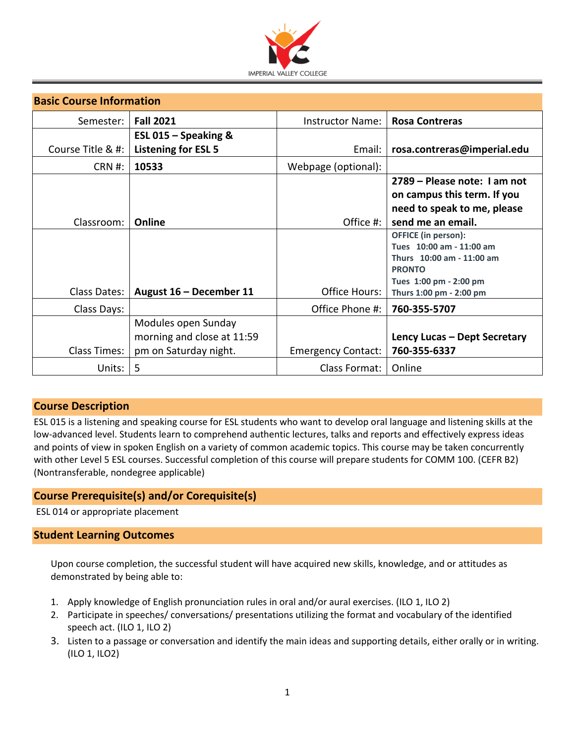IMPERIAL VALLEY COLLEGE

## Basic Course Information

| Semester: | Fall 2021 | Instructor Name: | Rosa Contreras |
|---|---|---|---|
| Course Title & #: | ESL 015 – Speaking & Listening for ESL 5 | Email: | rosa.contreras@imperial.edu |
| CRN #: | 10533 | Webpage (optional): | |
| Classroom: | Online | Office #: | 2789 – Please note: I am not on campus this term. If you need to speak to me, please send me an email. |
| Class Dates: | August 16 – December 11 | Office Hours: | OFFICE (in person): Tues 10:00 am - 11:00 am Thurs 10:00 am - 11:00 am PRONTO Tues 1:00 pm - 2:00 pm Thurs 1:00 pm - 2:00 pm |
| Class Days: | | Office Phone #: | 760-355-5707 |
| Class Times: | Modules open Sunday morning and close at 11:59 pm on Saturday night. | Emergency Contact: | Lency Lucas – Dept Secretary 760-355-6337 |
| Units: | 5 | Class Format: | Online |

## Course Description

ESL 015 is a listening and speaking course for ESL students who want to develop oral language and listening skills at the low-advanced level. Students learn to comprehend authentic lectures, talks and reports and effectively express ideas and points of view in spoken English on a variety of common academic topics. This course may be taken concurrently with other Level 5 ESL courses. Successful completion of this course will prepare students for COMM 100. (CEFR B2) (Nontransferable, nondegree applicable)

## Course Prerequisite(s) and/or Corequisite(s)

ESL 014 or appropriate placement

## Student Learning Outcomes

Upon course completion, the successful student will have acquired new skills, knowledge, and or attitudes as demonstrated by being able to:

1. Apply knowledge of English pronunciation rules in oral and/or aural exercises. (ILO 1, ILO 2)
2. Participate in speeches/ conversations/ presentations utilizing the format and vocabulary of the identified speech act. (ILO 1, ILO 2)
3. Listen to a passage or conversation and identify the main ideas and supporting details, either orally or in writing. (ILO 1, ILO2)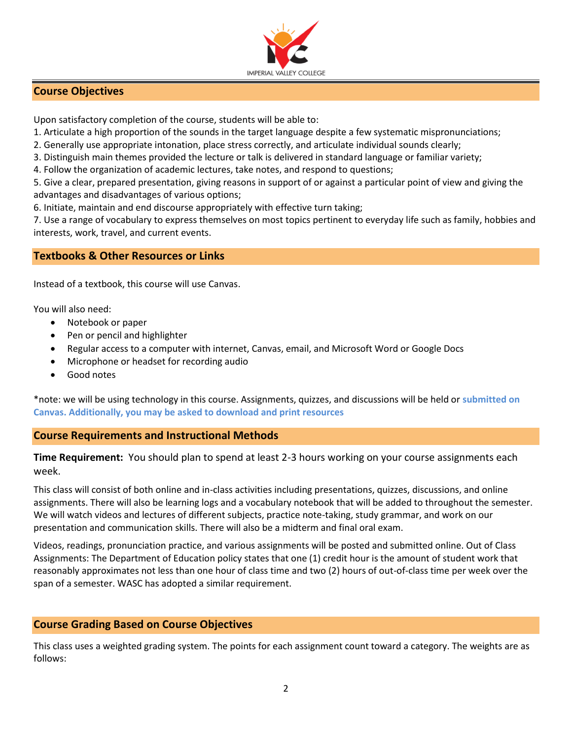## Course Objectives

Upon satisfactory completion of the course, students will be able to:

1. Articulate a high proportion of the sounds in the target language despite a few systematic mispronunciations;
2. Generally use appropriate intonation, place stress correctly, and articulate individual sounds clearly;
3. Distinguish main themes provided the lecture or talk is delivered in standard language or familiar variety;
4. Follow the organization of academic lectures, take notes, and respond to questions;
5. Give a clear, prepared presentation, giving reasons in support of or against a particular point of view and giving the advantages and disadvantages of various options;
6. Initiate, maintain and end discourse appropriately with effective turn taking;
7. Use a range of vocabulary to express themselves on most topics pertinent to everyday life such as family, hobbies and interests, work, travel, and current events.

## Textbooks & Other Resources or Links

Instead of a textbook, this course will use Canvas.

You will also need:

- Notebook or paper
- Pen or pencil and highlighter
- Regular access to a computer with internet, Canvas, email, and Microsoft Word or Google Docs
- Microphone or headset for recording audio
- Good notes

*note: we will be using technology in this course. Assignments, quizzes, and discussions will be held or **submitted on Canvas. Additionally, you may be asked to download and print resources**

## Course Requirements and Instructional Methods

**Time Requirement:** You should plan to spend at least 2-3 hours working on your course assignments each week.

This class will consist of both online and in-class activities including presentations, quizzes, discussions, and online assignments. There will also be learning logs and a vocabulary notebook that will be added to throughout the semester. We will watch videos and lectures of different subjects, practice note-taking, study grammar, and work on our presentation and communication skills. There will also be a midterm and final oral exam.

Videos, readings, pronunciation practice, and various assignments will be posted and submitted online. Out of Class Assignments: The Department of Education policy states that one (1) credit hour is the amount of student work that reasonably approximates not less than one hour of class time and two (2) hours of out-of-class time per week over the span of a semester. WASC has adopted a similar requirement.

## Course Grading Based on Course Objectives

This class uses a weighted grading system. The points for each assignment count toward a category. The weights are as follows: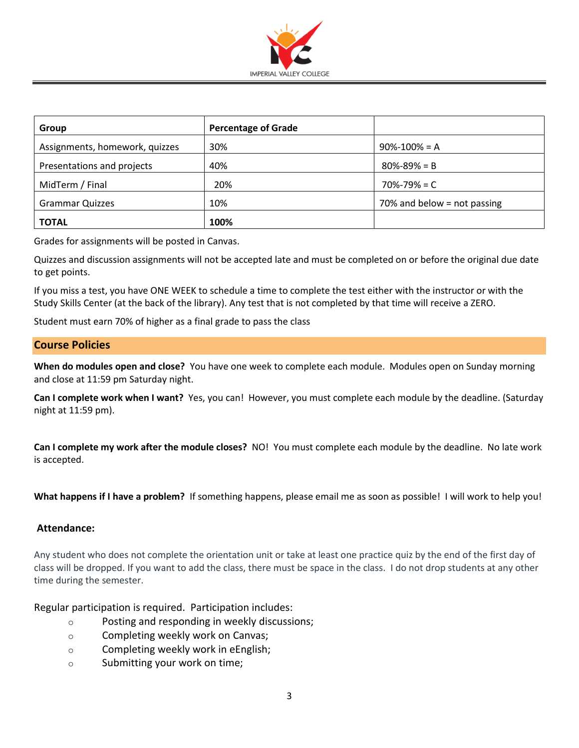| Group | Percentage of Grade | |
|---|---|---|
| Assignments, homework, quizzes | 30% | 90%-100% = A |
| Presentations and projects | 40% | 80%-89% = B |
| MidTerm / Final | 20% | 70%-79% = C |
| Grammar Quizzes | 10% | 70% and below = not passing |
| **TOTAL** | **100%** | |

Grades for assignments will be posted in Canvas.

Quizzes and discussion assignments will not be accepted late and must be completed on or before the original due date to get points.

If you miss a test, you have ONE WEEK to schedule a time to complete the test either with the instructor or with the Study Skills Center (at the back of the library). Any test that is not completed by that time will receive a ZERO.

Student must earn 70% of higher as a final grade to pass the class

## Course Policies

**When do modules open and close?** You have one week to complete each module. Modules open on Sunday morning and close at 11:59 pm Saturday night.

**Can I complete work when I want?** Yes, you can! However, you must complete each module by the deadline. (Saturday night at 11:59 pm).

**Can I complete my work after the module closes?** NO! You must complete each module by the deadline. No late work is accepted.

**What happens if I have a problem?** If something happens, please email me as soon as possible! I will work to help you!

### Attendance:

Any student who does not complete the orientation unit or take at least one practice quiz by the end of the first day of class will be dropped. If you want to add the class, there must be space in the class. I do not drop students at any other time during the semester.

Regular participation is required. Participation includes:

- Posting and responding in weekly discussions;
- Completing weekly work on Canvas;
- Completing weekly work in eEnglish;
- Submitting your work on time;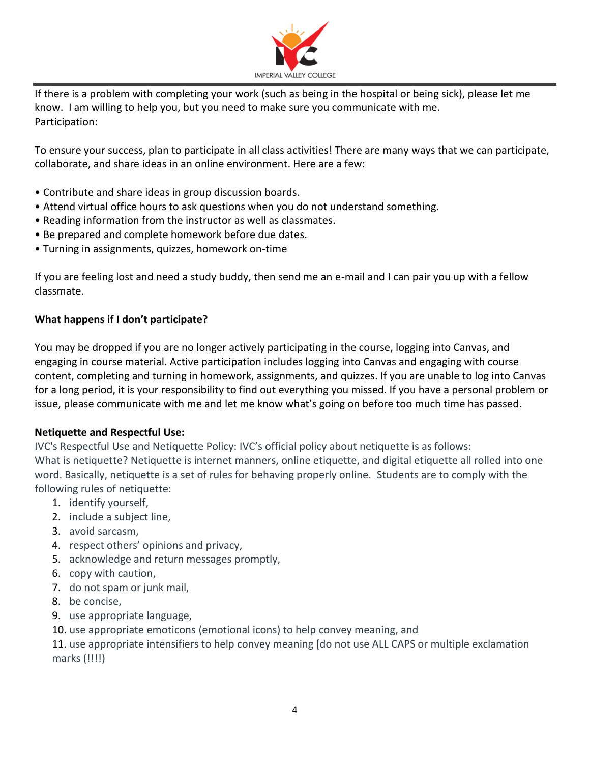If there is a problem with completing your work (such as being in the hospital or being sick), please let me know. I am willing to help you, but you need to make sure you communicate with me.
Participation:

To ensure your success, plan to participate in all class activities! There are many ways that we can participate, collaborate, and share ideas in an online environment. Here are a few:

- Contribute and share ideas in group discussion boards.
- Attend virtual office hours to ask questions when you do not understand something.
- Reading information from the instructor as well as classmates.
- Be prepared and complete homework before due dates.
- Turning in assignments, quizzes, homework on-time

If you are feeling lost and need a study buddy, then send me an e-mail and I can pair you up with a fellow classmate.

**What happens if I don't participate?**

You may be dropped if you are no longer actively participating in the course, logging into Canvas, and engaging in course material. Active participation includes logging into Canvas and engaging with course content, completing and turning in homework, assignments, and quizzes. If you are unable to log into Canvas for a long period, it is your responsibility to find out everything you missed. If you have a personal problem or issue, please communicate with me and let me know what's going on before too much time has passed.

**Netiquette and Respectful Use:**

IVC's Respectful Use and Netiquette Policy: IVC's official policy about netiquette is as follows:
What is netiquette? Netiquette is internet manners, online etiquette, and digital etiquette all rolled into one word. Basically, netiquette is a set of rules for behaving properly online. Students are to comply with the following rules of netiquette:

1. identify yourself,
2. include a subject line,
3. avoid sarcasm,
4. respect others' opinions and privacy,
5. acknowledge and return messages promptly,
6. copy with caution,
7. do not spam or junk mail,
8. be concise,
9. use appropriate language,
10. use appropriate emoticons (emotional icons) to help convey meaning, and
11. use appropriate intensifiers to help convey meaning [do not use ALL CAPS or multiple exclamation marks (!!!!)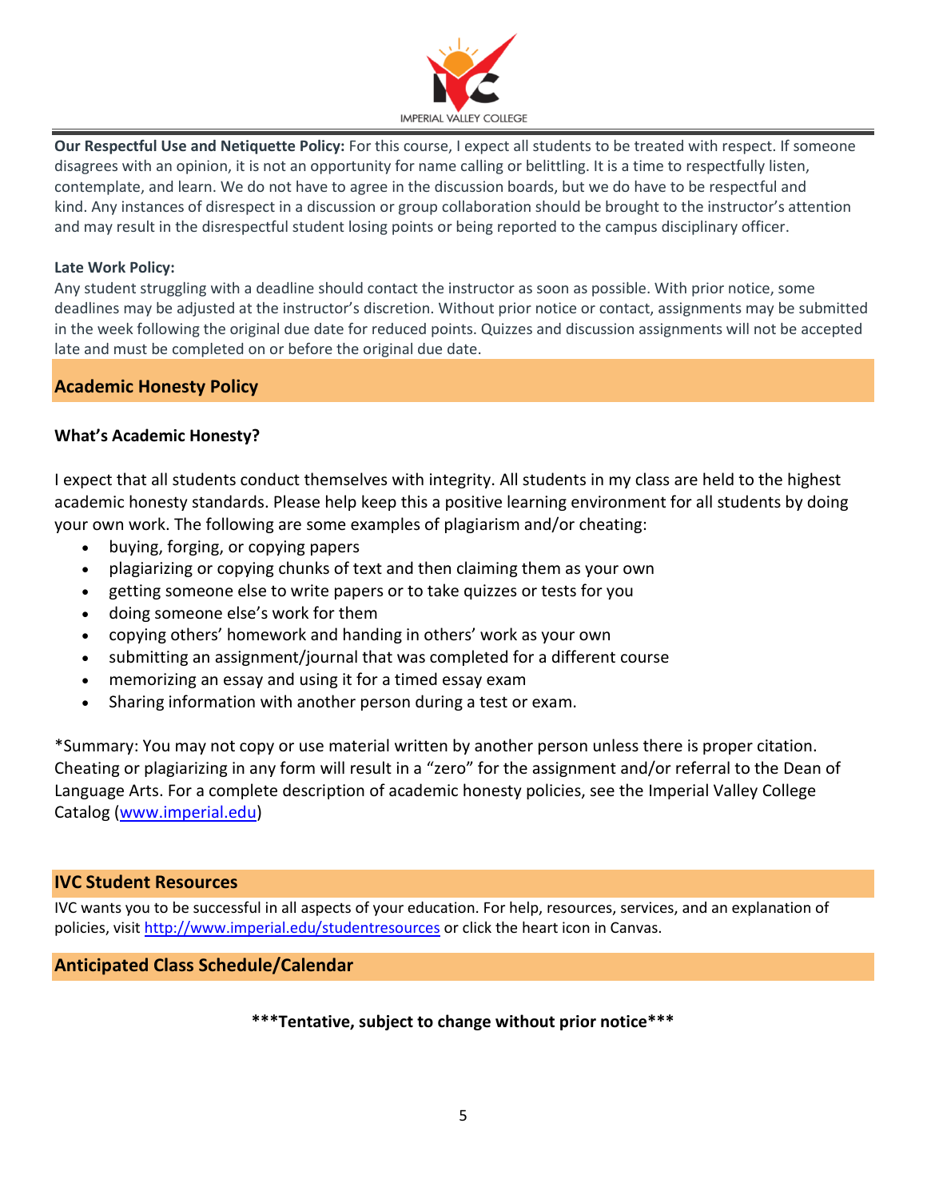**Our Respectful Use and Netiquette Policy:** For this course, I expect all students to be treated with respect. If someone disagrees with an opinion, it is not an opportunity for name calling or belittling. It is a time to respectfully listen, contemplate, and learn. We do not have to agree in the discussion boards, but we do have to be respectful and kind. Any instances of disrespect in a discussion or group collaboration should be brought to the instructor's attention and may result in the disrespectful student losing points or being reported to the campus disciplinary officer.

**Late Work Policy:**
Any student struggling with a deadline should contact the instructor as soon as possible. With prior notice, some deadlines may be adjusted at the instructor's discretion. Without prior notice or contact, assignments may be submitted in the week following the original due date for reduced points. Quizzes and discussion assignments will not be accepted late and must be completed on or before the original due date.

## Academic Honesty Policy

### What's Academic Honesty?

I expect that all students conduct themselves with integrity. All students in my class are held to the highest academic honesty standards. Please help keep this a positive learning environment for all students by doing your own work. The following are some examples of plagiarism and/or cheating:

- buying, forging, or copying papers
- plagiarizing or copying chunks of text and then claiming them as your own
- getting someone else to write papers or to take quizzes or tests for you
- doing someone else's work for them
- copying others' homework and handing in others' work as your own
- submitting an assignment/journal that was completed for a different course
- memorizing an essay and using it for a timed essay exam
- Sharing information with another person during a test or exam.

*Summary: You may not copy or use material written by another person unless there is proper citation. Cheating or plagiarizing in any form will result in a "zero" for the assignment and/or referral to the Dean of Language Arts. For a complete description of academic honesty policies, see the Imperial Valley College Catalog ([www.imperial.edu](www.imperial.edu))

## IVC Student Resources

IVC wants you to be successful in all aspects of your education. For help, resources, services, and an explanation of policies, visit [http://www.imperial.edu/studentresources](http://www.imperial.edu/studentresources) or click the heart icon in Canvas.

## Anticipated Class Schedule/Calendar

**\*\*\*Tentative, subject to change without prior notice\*\*\***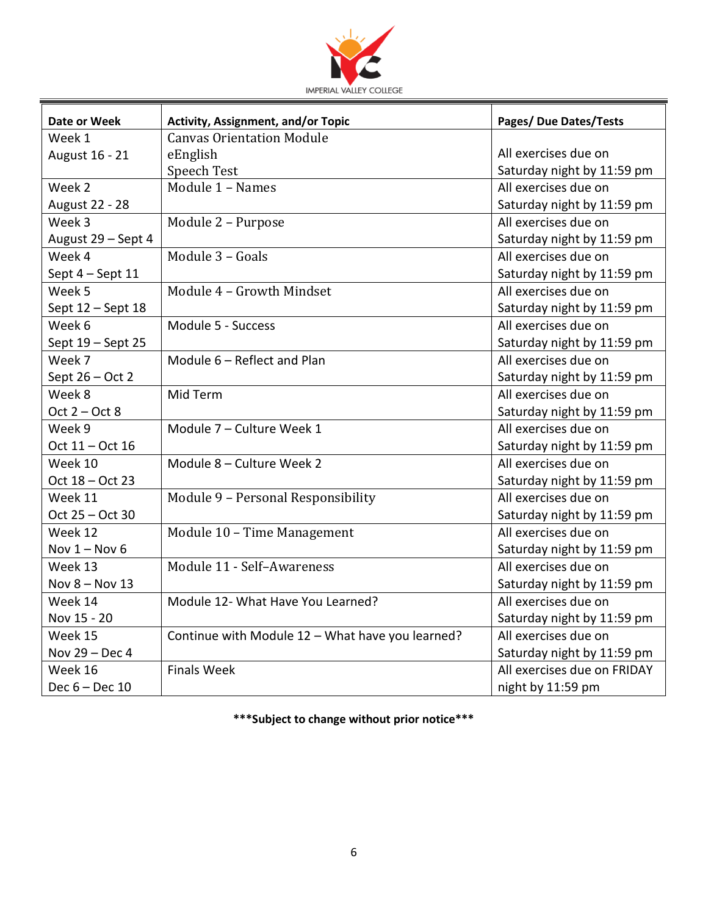IMPERIAL VALLEY COLLEGE

| Date or Week | Activity, Assignment, and/or Topic | Pages/ Due Dates/Tests |
|---|---|---|
| Week 1 August 16 - 21 | Canvas Orientation Module eEnglish Speech Test | All exercises due on Saturday night by 11:59 pm |
| Week 2 August 22 - 28 | Module 1 – Names | All exercises due on Saturday night by 11:59 pm |
| Week 3 August 29 – Sept 4 | Module 2 – Purpose | All exercises due on Saturday night by 11:59 pm |
| Week 4 Sept 4 – Sept 11 | Module 3 – Goals | All exercises due on Saturday night by 11:59 pm |
| Week 5 Sept 12 – Sept 18 | Module 4 – Growth Mindset | All exercises due on Saturday night by 11:59 pm |
| Week 6 Sept 19 – Sept 25 | Module 5 - Success | All exercises due on Saturday night by 11:59 pm |
| Week 7 Sept 26 – Oct 2 | Module 6 – Reflect and Plan | All exercises due on Saturday night by 11:59 pm |
| Week 8 Oct 2 – Oct 8 | Mid Term | All exercises due on Saturday night by 11:59 pm |
| Week 9 Oct 11 – Oct 16 | Module 7 – Culture Week 1 | All exercises due on Saturday night by 11:59 pm |
| Week 10 Oct 18 – Oct 23 | Module 8 – Culture Week 2 | All exercises due on Saturday night by 11:59 pm |
| Week 11 Oct 25 – Oct 30 | Module 9 – Personal Responsibility | All exercises due on Saturday night by 11:59 pm |
| Week 12 Nov 1 – Nov 6 | Module 10 – Time Management | All exercises due on Saturday night by 11:59 pm |
| Week 13 Nov 8 – Nov 13 | Module 11 - Self–Awareness | All exercises due on Saturday night by 11:59 pm |
| Week 14 Nov 15 - 20 | Module 12- What Have You Learned? | All exercises due on Saturday night by 11:59 pm |
| Week 15 Nov 29 – Dec 4 | Continue with Module 12 – What have you learned? | All exercises due on Saturday night by 11:59 pm |
| Week 16 Dec 6 – Dec 10 | Finals Week | All exercises due on FRIDAY night by 11:59 pm |

**\*\*\*Subject to change without prior notice\*\*\***